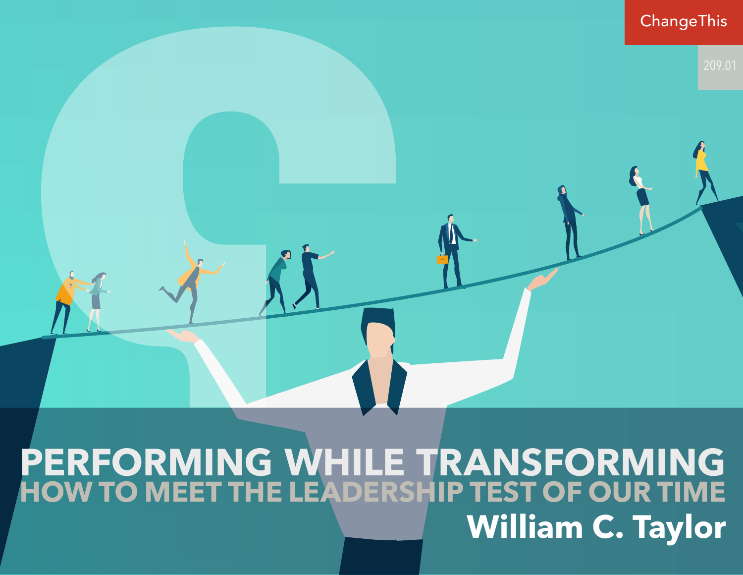# PERFORMING WHILE TRANSFORMING

## HOW TO MEET THE LEADERSHIP TEST OF OUR TIME

**William C. Taylor**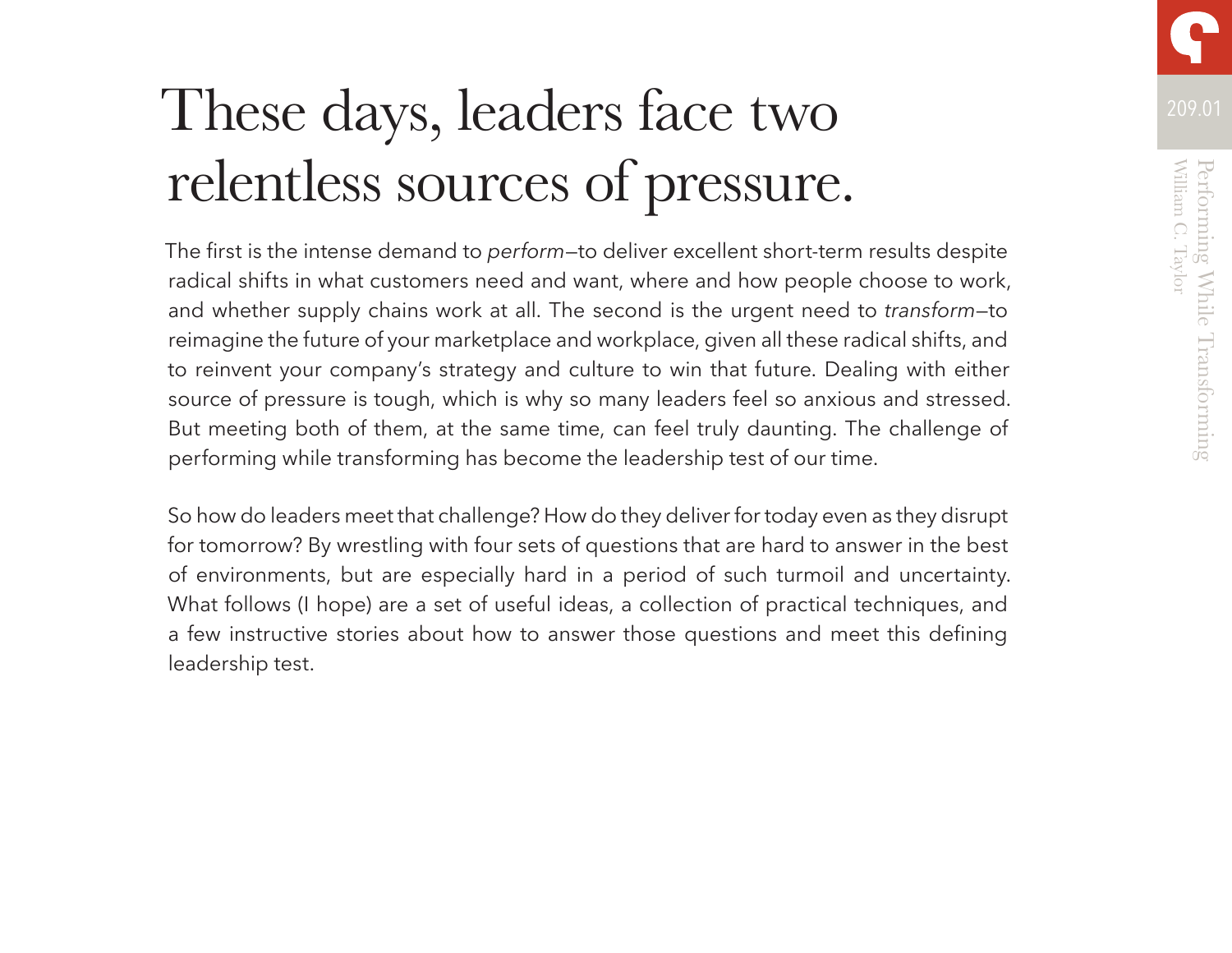# These days, leaders face two relentless sources of pressure.

The first is the intense demand to *perform*—to deliver excellent short-term results despite radical shifts in what customers need and want, where and how people choose to work, and whether supply chains work at all. The second is the urgent need to *transform*—to reimagine the future of your marketplace and workplace, given all these radical shifts, and to reinvent your company's strategy and culture to win that future. Dealing with either source of pressure is tough, which is why so many leaders feel so anxious and stressed. But meeting both of them, at the same time, can feel truly daunting. The challenge of performing while transforming has become the leadership test of our time.

So how do leaders meet that challenge? How do they deliver for today even as they disrupt for tomorrow? By wrestling with four sets of questions that are hard to answer in the best of environments, but are especially hard in a period of such turmoil and uncertainty. What follows (I hope) are a set of useful ideas, a collection of practical techniques, and a few instructive stories about how to answer those questions and meet this defining leadership test.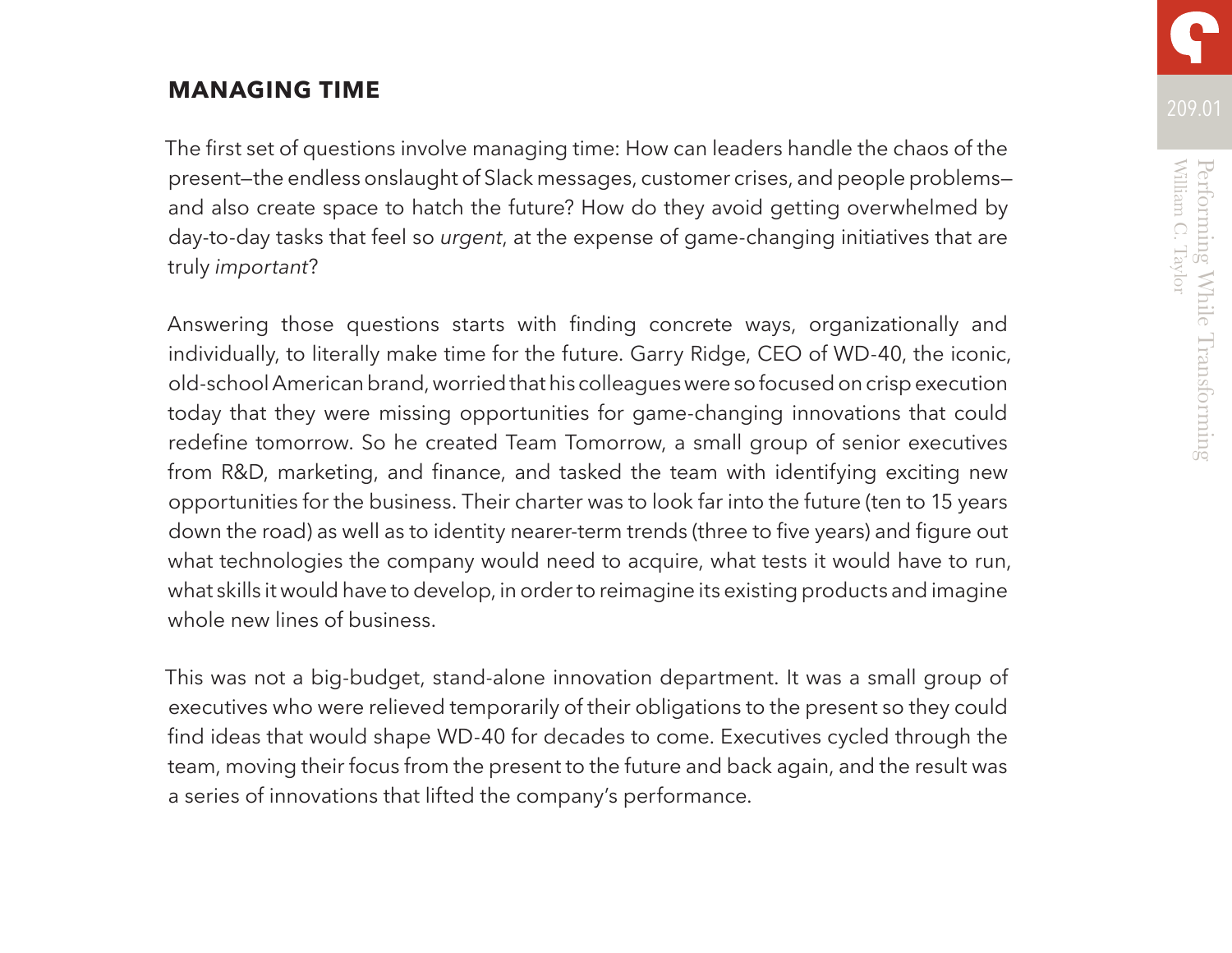## MANAGING TIME

The first set of questions involve managing time: How can leaders handle the chaos of the present—the endless onslaught of Slack messages, customer crises, and people problems—and also create space to hatch the future? How do they avoid getting overwhelmed by day-to-day tasks that feel so *urgent*, at the expense of game-changing initiatives that are truly *important*?

Answering those questions starts with finding concrete ways, organizationally and individually, to literally make time for the future. Garry Ridge, CEO of WD-40, the iconic, old-school American brand, worried that his colleagues were so focused on crisp execution today that they were missing opportunities for game-changing innovations that could redefine tomorrow. So he created Team Tomorrow, a small group of senior executives from R&D, marketing, and finance, and tasked the team with identifying exciting new opportunities for the business. Their charter was to look far into the future (ten to 15 years down the road) as well as to identity nearer-term trends (three to five years) and figure out what technologies the company would need to acquire, what tests it would have to run, what skills it would have to develop, in order to reimagine its existing products and imagine whole new lines of business.

This was not a big-budget, stand-alone innovation department. It was a small group of executives who were relieved temporarily of their obligations to the present so they could find ideas that would shape WD-40 for decades to come. Executives cycled through the team, moving their focus from the present to the future and back again, and the result was a series of innovations that lifted the company's performance.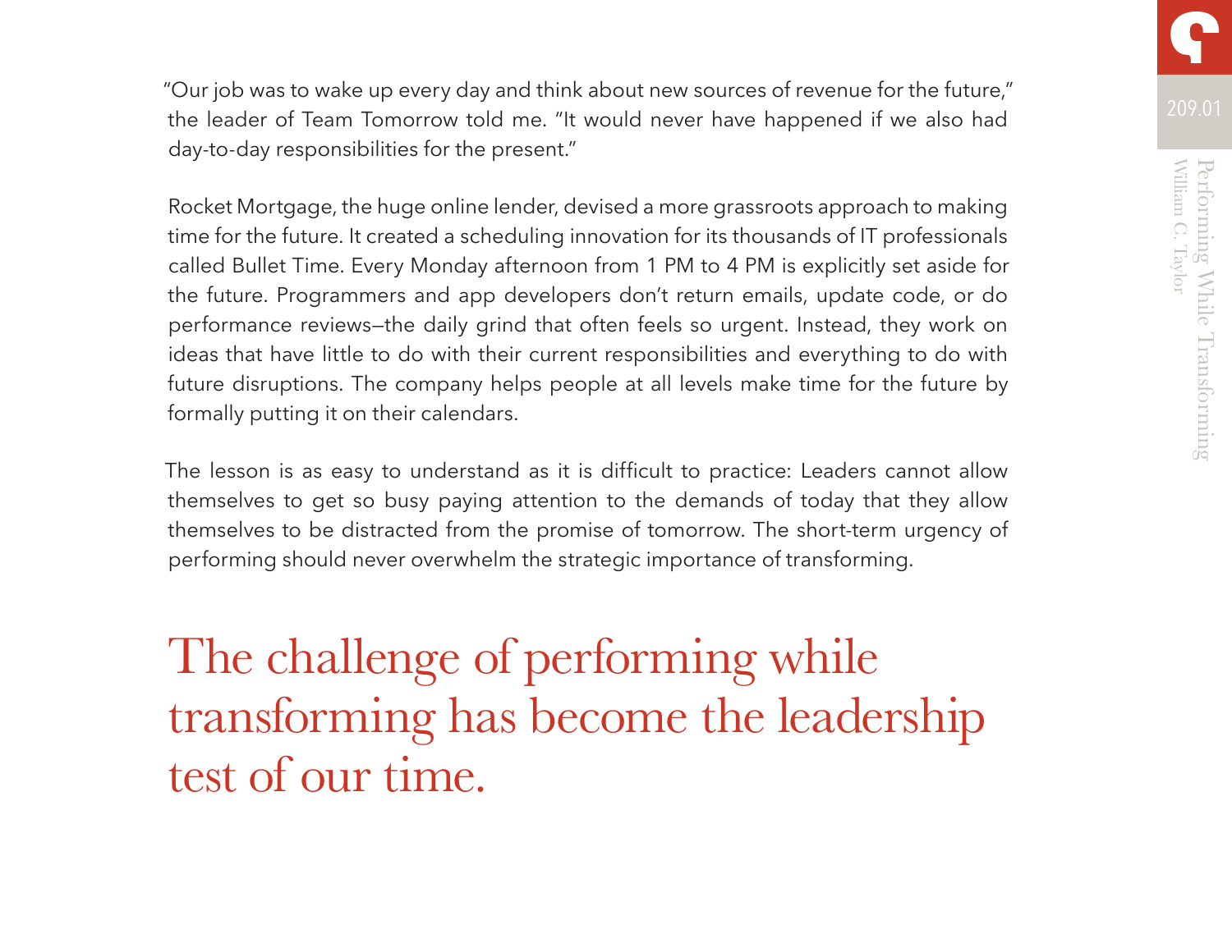"Our job was to wake up every day and think about new sources of revenue for the future," the leader of Team Tomorrow told me. "It would never have happened if we also had day-to-day responsibilities for the present."

Rocket Mortgage, the huge online lender, devised a more grassroots approach to making time for the future. It created a scheduling innovation for its thousands of IT professionals called Bullet Time. Every Monday afternoon from 1 PM to 4 PM is explicitly set aside for the future. Programmers and app developers don't return emails, update code, or do performance reviews—the daily grind that often feels so urgent. Instead, they work on ideas that have little to do with their current responsibilities and everything to do with future disruptions. The company helps people at all levels make time for the future by formally putting it on their calendars.

The lesson is as easy to understand as it is difficult to practice: Leaders cannot allow themselves to get so busy paying attention to the demands of today that they allow themselves to be distracted from the promise of tomorrow. The short-term urgency of performing should never overwhelm the strategic importance of transforming.

## The challenge of performing while transforming has become the leadership test of our time.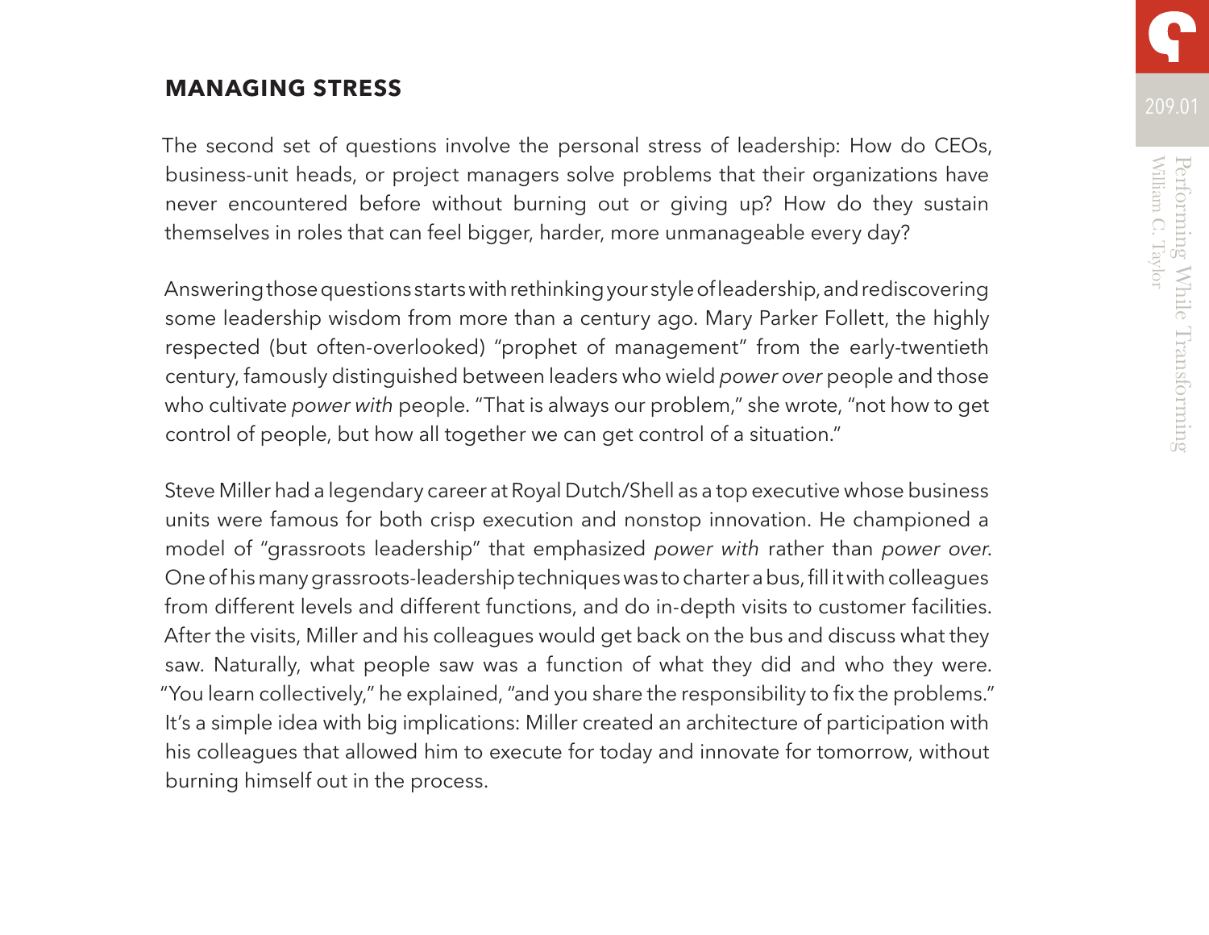## MANAGING STRESS

The second set of questions involve the personal stress of leadership: How do CEOs, business-unit heads, or project managers solve problems that their organizations have never encountered before without burning out or giving up? How do they sustain themselves in roles that can feel bigger, harder, more unmanageable every day?

Answering those questions starts with rethinking your style of leadership, and rediscovering some leadership wisdom from more than a century ago. Mary Parker Follett, the highly respected (but often-overlooked) "prophet of management" from the early-twentieth century, famously distinguished between leaders who wield *power over* people and those who cultivate *power with* people. "That is always our problem," she wrote, "not how to get control of people, but how all together we can get control of a situation."

Steve Miller had a legendary career at Royal Dutch/Shell as a top executive whose business units were famous for both crisp execution and nonstop innovation. He championed a model of "grassroots leadership" that emphasized *power with* rather than *power over*. One of his many grassroots-leadership techniques was to charter a bus, fill it with colleagues from different levels and different functions, and do in-depth visits to customer facilities. After the visits, Miller and his colleagues would get back on the bus and discuss what they saw. Naturally, what people saw was a function of what they did and who they were. "You learn collectively," he explained, "and you share the responsibility to fix the problems." It's a simple idea with big implications: Miller created an architecture of participation with his colleagues that allowed him to execute for today and innovate for tomorrow, without burning himself out in the process.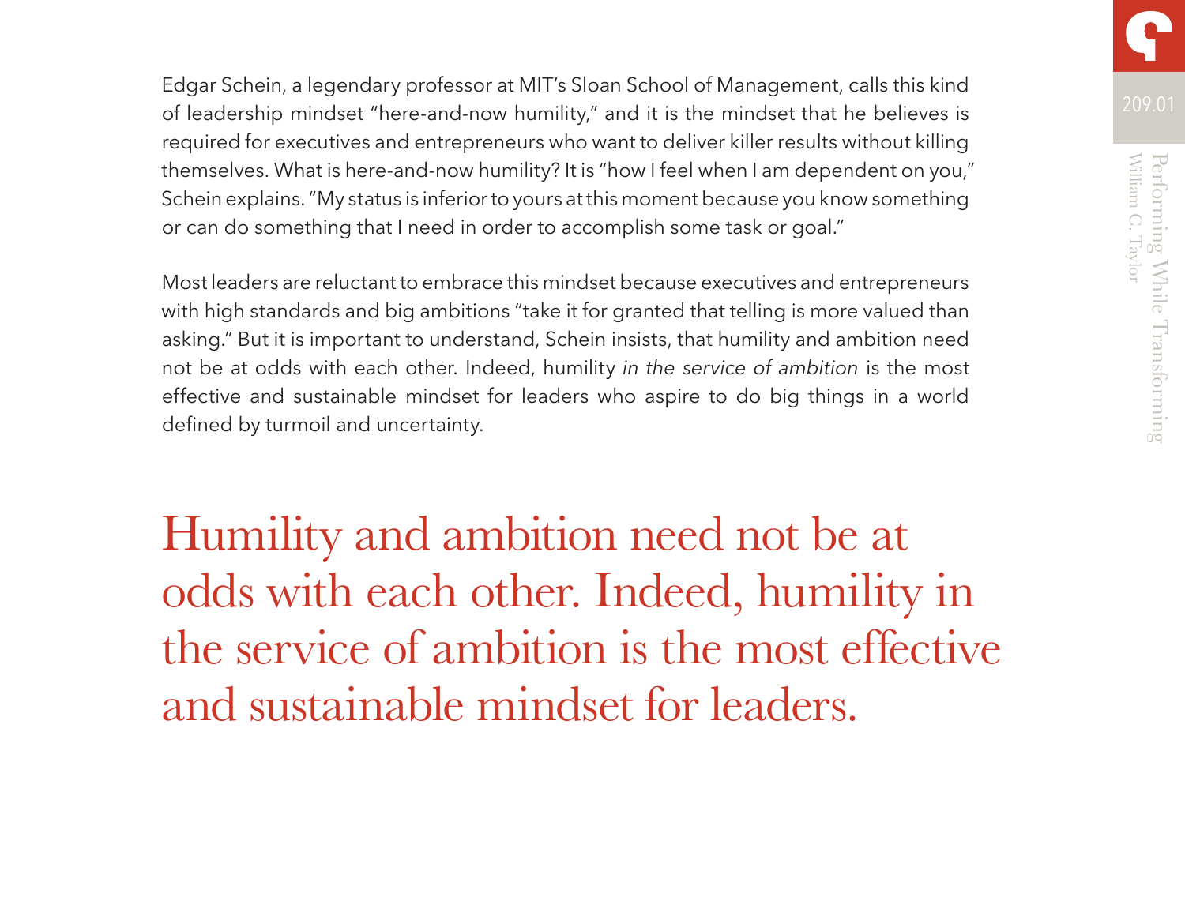Edgar Schein, a legendary professor at MIT's Sloan School of Management, calls this kind of leadership mindset "here-and-now humility," and it is the mindset that he believes is required for executives and entrepreneurs who want to deliver killer results without killing themselves. What is here-and-now humility? It is "how I feel when I am dependent on you," Schein explains. "My status is inferior to yours at this moment because you know something or can do something that I need in order to accomplish some task or goal."

Most leaders are reluctant to embrace this mindset because executives and entrepreneurs with high standards and big ambitions "take it for granted that telling is more valued than asking." But it is important to understand, Schein insists, that humility and ambition need not be at odds with each other. Indeed, humility *in the service of ambition* is the most effective and sustainable mindset for leaders who aspire to do big things in a world defined by turmoil and uncertainty.

> Humility and ambition need not be at odds with each other. Indeed, humility in the service of ambition is the most effective and sustainable mindset for leaders.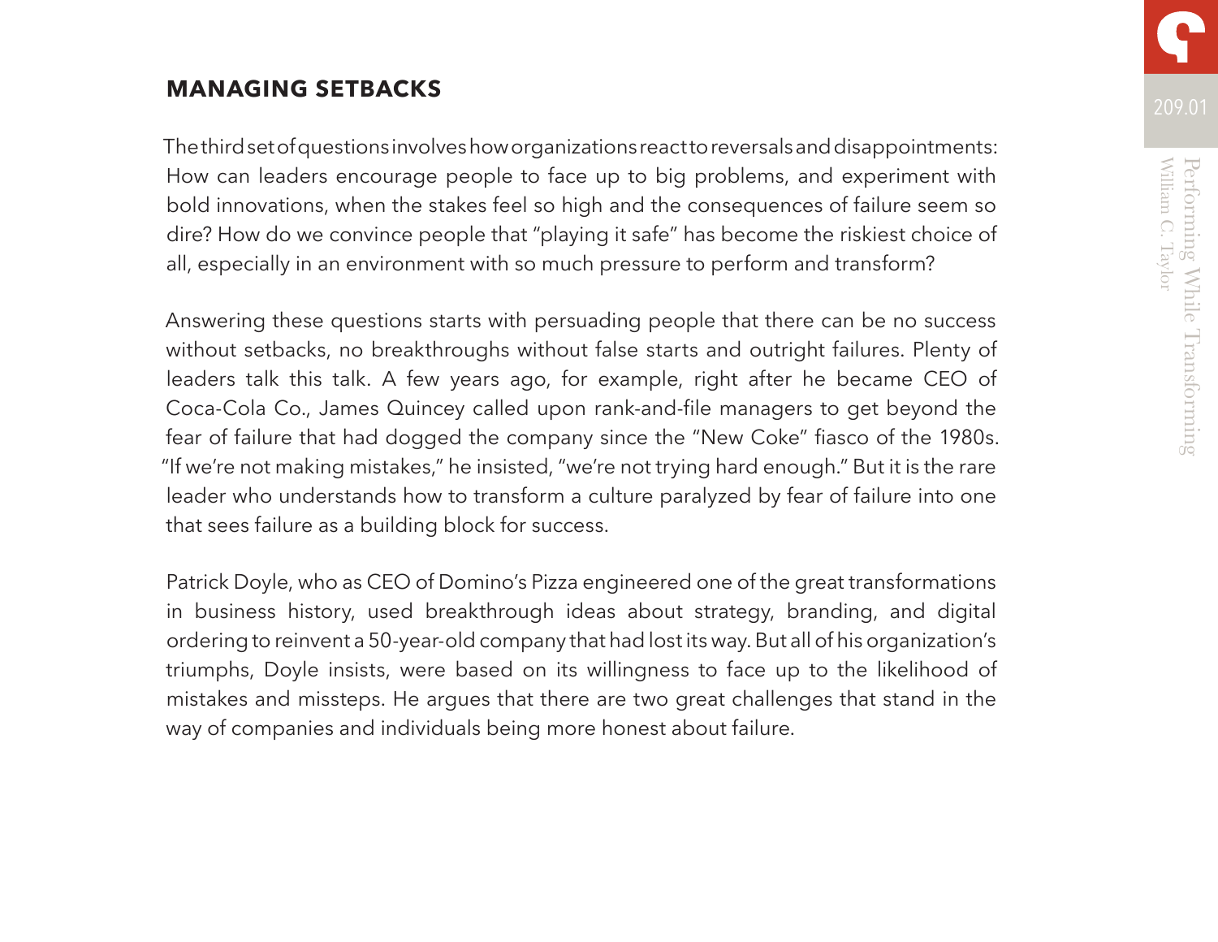## MANAGING SETBACKS

The third set of questions involves how organizations react to reversals and disappointments: How can leaders encourage people to face up to big problems, and experiment with bold innovations, when the stakes feel so high and the consequences of failure seem so dire? How do we convince people that "playing it safe" has become the riskiest choice of all, especially in an environment with so much pressure to perform and transform?

Answering these questions starts with persuading people that there can be no success without setbacks, no breakthroughs without false starts and outright failures. Plenty of leaders talk this talk. A few years ago, for example, right after he became CEO of Coca-Cola Co., James Quincey called upon rank-and-file managers to get beyond the fear of failure that had dogged the company since the "New Coke" fiasco of the 1980s. "If we're not making mistakes," he insisted, "we're not trying hard enough." But it is the rare leader who understands how to transform a culture paralyzed by fear of failure into one that sees failure as a building block for success.

Patrick Doyle, who as CEO of Domino's Pizza engineered one of the great transformations in business history, used breakthrough ideas about strategy, branding, and digital ordering to reinvent a 50-year-old company that had lost its way. But all of his organization's triumphs, Doyle insists, were based on its willingness to face up to the likelihood of mistakes and missteps. He argues that there are two great challenges that stand in the way of companies and individuals being more honest about failure.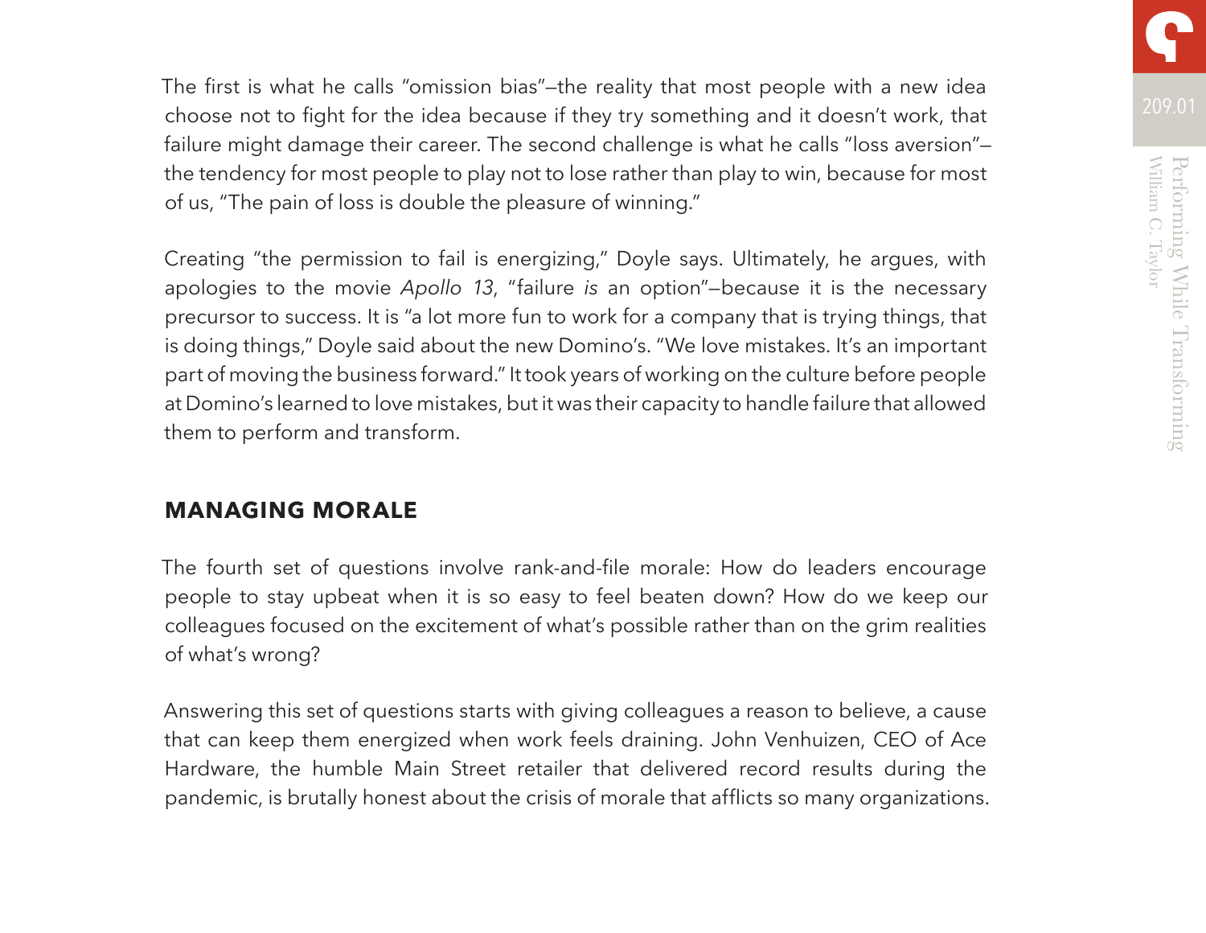The first is what he calls "omission bias"—the reality that most people with a new idea choose not to fight for the idea because if they try something and it doesn't work, that failure might damage their career. The second challenge is what he calls "loss aversion"—the tendency for most people to play not to lose rather than play to win, because for most of us, "The pain of loss is double the pleasure of winning."

Creating "the permission to fail is energizing," Doyle says. Ultimately, he argues, with apologies to the movie *Apollo 13*, "failure *is* an option"—because it is the necessary precursor to success. It is "a lot more fun to work for a company that is trying things, that is doing things," Doyle said about the new Domino's. "We love mistakes. It's an important part of moving the business forward." It took years of working on the culture before people at Domino's learned to love mistakes, but it was their capacity to handle failure that allowed them to perform and transform.

## MANAGING MORALE

The fourth set of questions involve rank-and-file morale: How do leaders encourage people to stay upbeat when it is so easy to feel beaten down? How do we keep our colleagues focused on the excitement of what's possible rather than on the grim realities of what's wrong?

Answering this set of questions starts with giving colleagues a reason to believe, a cause that can keep them energized when work feels draining. John Venhuizen, CEO of Ace Hardware, the humble Main Street retailer that delivered record results during the pandemic, is brutally honest about the crisis of morale that afflicts so many organizations.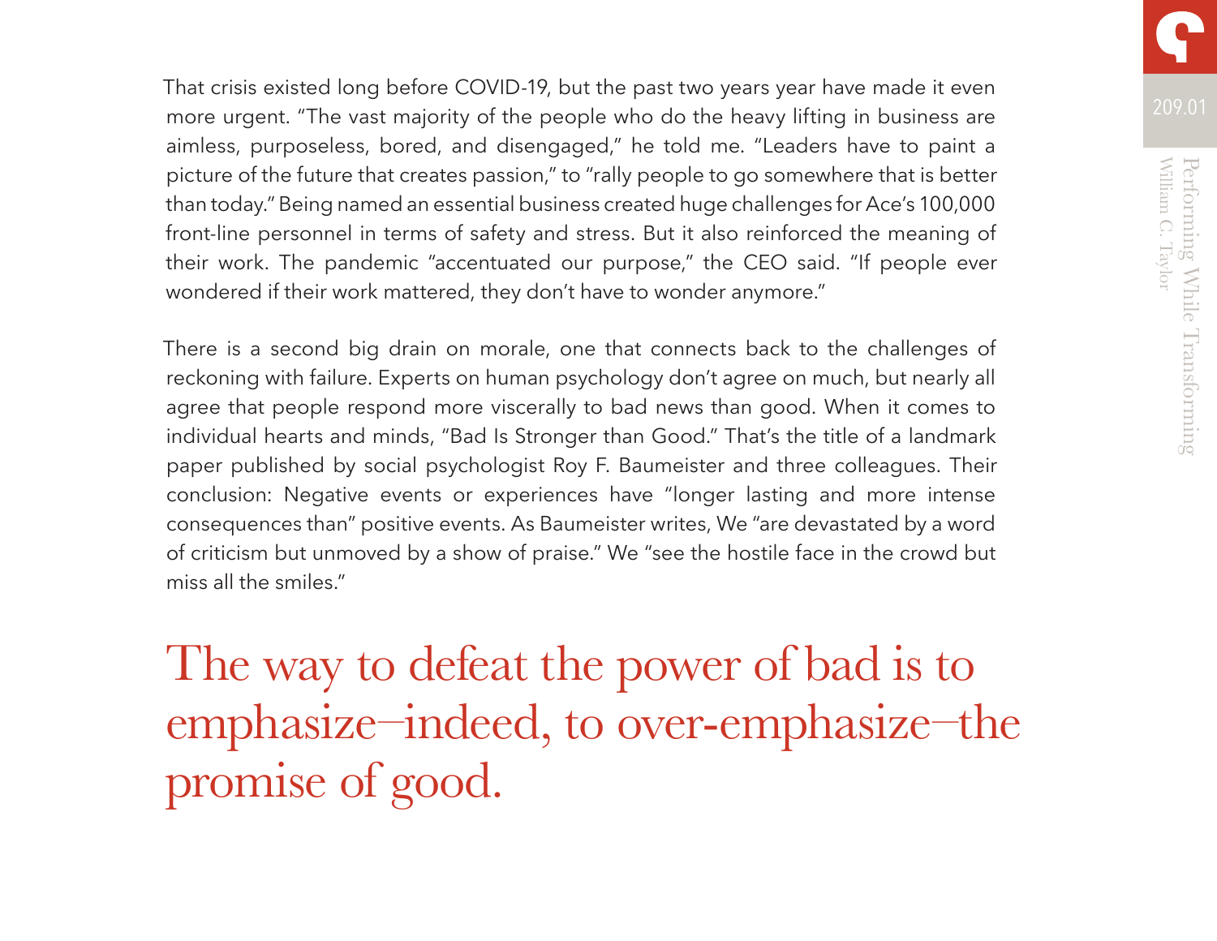That crisis existed long before COVID-19, but the past two years year have made it even more urgent. "The vast majority of the people who do the heavy lifting in business are aimless, purposeless, bored, and disengaged," he told me. "Leaders have to paint a picture of the future that creates passion," to "rally people to go somewhere that is better than today." Being named an essential business created huge challenges for Ace's 100,000 front-line personnel in terms of safety and stress. But it also reinforced the meaning of their work. The pandemic "accentuated our purpose," the CEO said. "If people ever wondered if their work mattered, they don't have to wonder anymore."

There is a second big drain on morale, one that connects back to the challenges of reckoning with failure. Experts on human psychology don't agree on much, but nearly all agree that people respond more viscerally to bad news than good. When it comes to individual hearts and minds, "Bad Is Stronger than Good." That's the title of a landmark paper published by social psychologist Roy F. Baumeister and three colleagues. Their conclusion: Negative events or experiences have "longer lasting and more intense consequences than" positive events. As Baumeister writes, We "are devastated by a word of criticism but unmoved by a show of praise." We "see the hostile face in the crowd but miss all the smiles."

> The way to defeat the power of bad is to emphasize–indeed, to over-emphasize–the promise of good.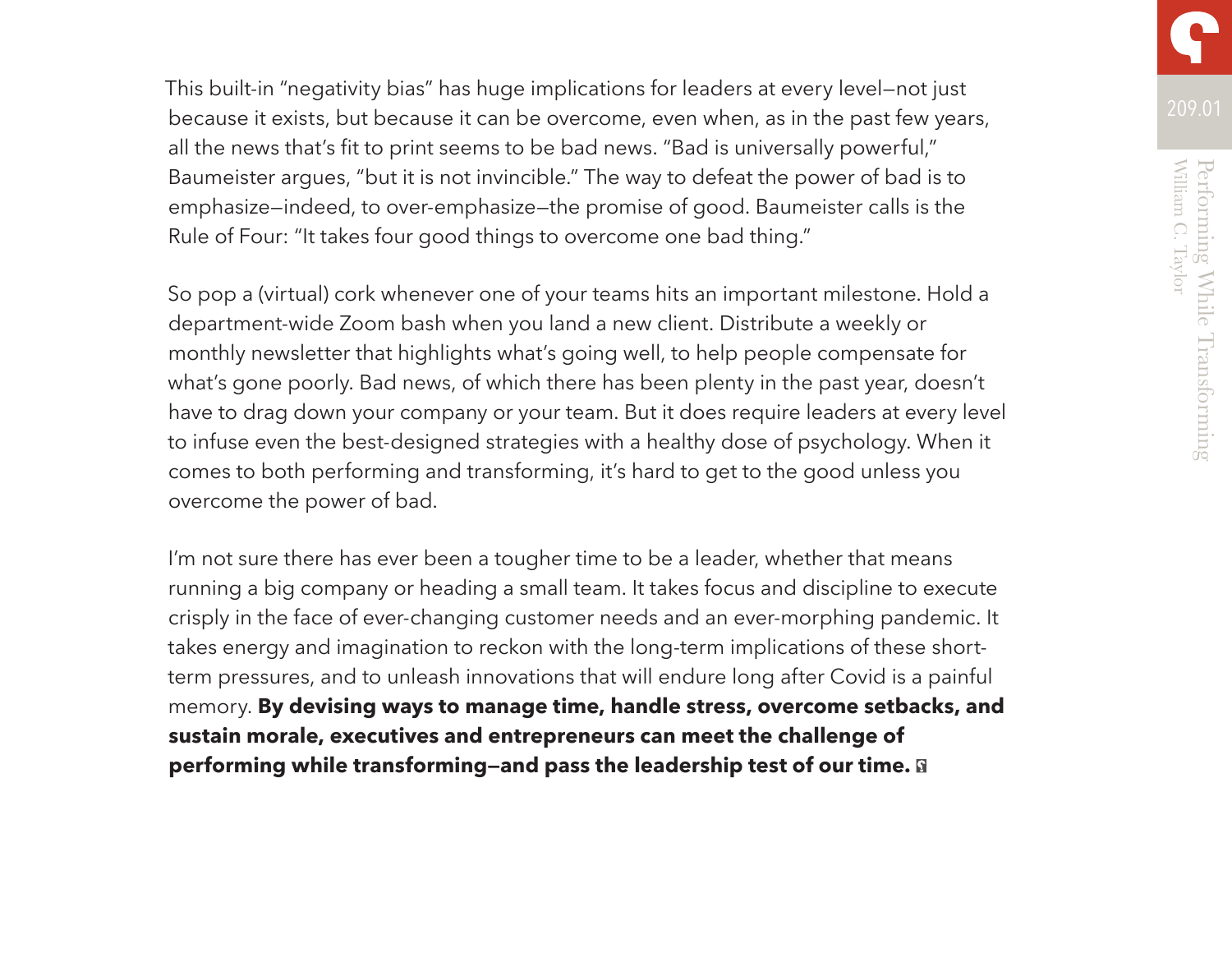This built-in "negativity bias" has huge implications for leaders at every level—not just because it exists, but because it can be overcome, even when, as in the past few years, all the news that's fit to print seems to be bad news. "Bad is universally powerful," Baumeister argues, "but it is not invincible." The way to defeat the power of bad is to emphasize—indeed, to over-emphasize—the promise of good. Baumeister calls is the Rule of Four: "It takes four good things to overcome one bad thing."

So pop a (virtual) cork whenever one of your teams hits an important milestone. Hold a department-wide Zoom bash when you land a new client. Distribute a weekly or monthly newsletter that highlights what's going well, to help people compensate for what's gone poorly. Bad news, of which there has been plenty in the past year, doesn't have to drag down your company or your team. But it does require leaders at every level to infuse even the best-designed strategies with a healthy dose of psychology. When it comes to both performing and transforming, it's hard to get to the good unless you overcome the power of bad.

I'm not sure there has ever been a tougher time to be a leader, whether that means running a big company or heading a small team. It takes focus and discipline to execute crisply in the face of ever-changing customer needs and an ever-morphing pandemic. It takes energy and imagination to reckon with the long-term implications of these short-term pressures, and to unleash innovations that will endure long after Covid is a painful memory. **By devising ways to manage time, handle stress, overcome setbacks, and sustain morale, executives and entrepreneurs can meet the challenge of performing while transforming—and pass the leadership test of our time.**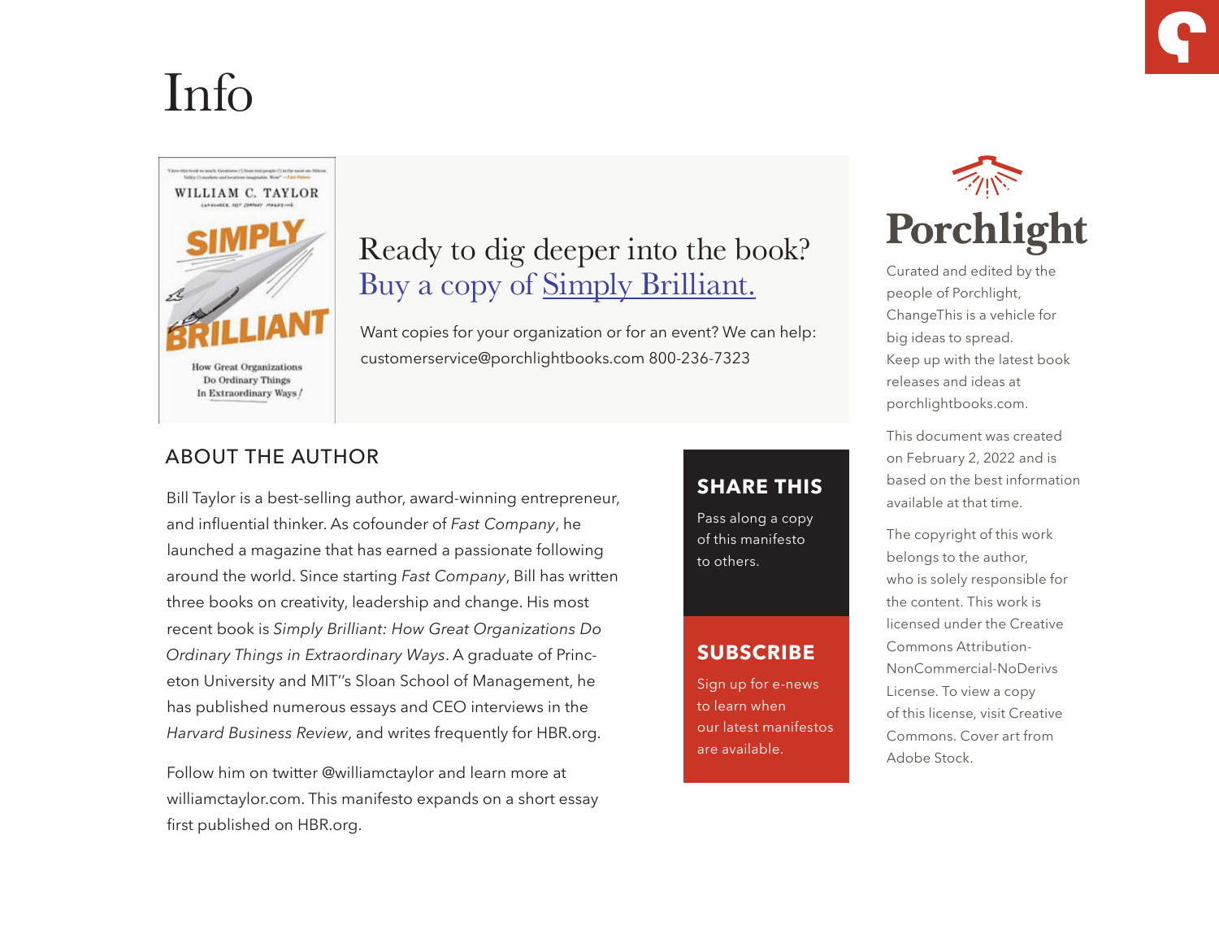# Info

Ready to dig deeper into the book?
Buy a copy of Simply Brilliant.

Want copies for your organization or for an event? We can help:
customerservice@porchlightbooks.com 800-236-7323

## ABOUT THE AUTHOR

Bill Taylor is a best-selling author, award-winning entrepreneur, and influential thinker. As cofounder of *Fast Company*, he launched a magazine that has earned a passionate following around the world. Since starting *Fast Company*, Bill has written three books on creativity, leadership and change. His most recent book is *Simply Brilliant: How Great Organizations Do Ordinary Things in Extraordinary Ways*. A graduate of Princeton University and MIT''s Sloan School of Management, he has published numerous essays and CEO interviews in the *Harvard Business Review*, and writes frequently for HBR.org.

Follow him on twitter @williamctaylor and learn more at williamctaylor.com. This manifesto expands on a short essay first published on HBR.org.

**SHARE THIS**

Pass along a copy of this manifesto to others.

**SUBSCRIBE**

Sign up for e-news to learn when our latest manifestos are available.

Porchlight

Curated and edited by the people of Porchlight, ChangeThis is a vehicle for big ideas to spread. Keep up with the latest book releases and ideas at porchlightbooks.com.

This document was created on February 2, 2022 and is based on the best information available at that time.

The copyright of this work belongs to the author, who is solely responsible for the content. This work is licensed under the Creative Commons Attribution-NonCommercial-NoDerivs License. To view a copy of this license, visit Creative Commons. Cover art from Adobe Stock.